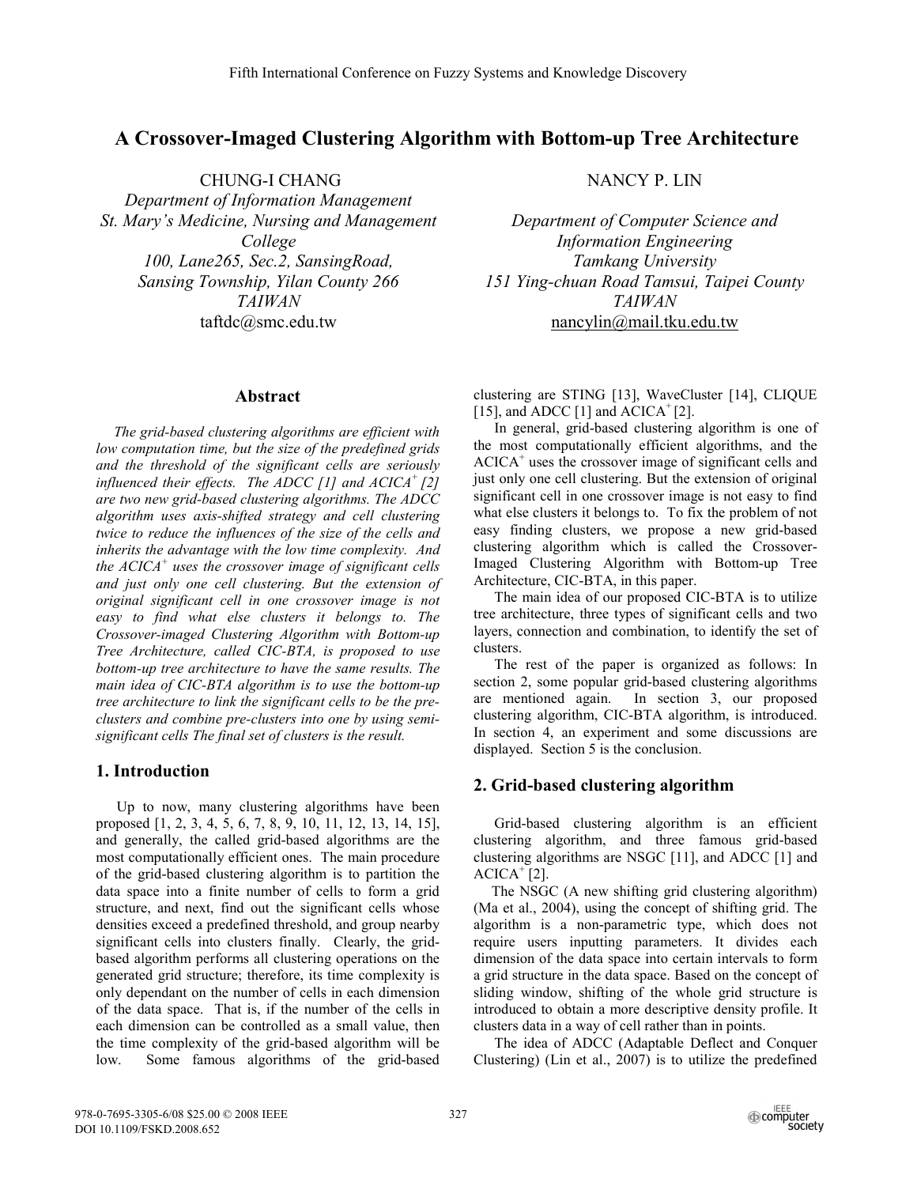# A Crossover-Imaged Clustering Algorithm with Bottom-up Tree Architecture

CHUNG-I CHANG
*Department of Information Management*
*St. Mary's Medicine, Nursing and Management College*
*100, Lane265, Sec.2, SansingRoad, Sansing Township, Yilan County 266*
*TAIWAN*
taftdc@smc.edu.tw

NANCY P. LIN
*Department of Computer Science and Information Engineering*
*Tamkang University*
*151 Ying-chuan Road Tamsui, Taipei County*
*TAIWAN*
nancylin@mail.tku.edu.tw

## Abstract

*The grid-based clustering algorithms are efficient with low computation time, but the size of the predefined grids and the threshold of the significant cells are seriously influenced their effects. The ADCC [1] and ACICA$^{+}$ [2] are two new grid-based clustering algorithms. The ADCC algorithm uses axis-shifted strategy and cell clustering twice to reduce the influences of the size of the cells and inherits the advantage with the low time complexity. And the ACICA$^{+}$ uses the crossover image of significant cells and just only one cell clustering. But the extension of original significant cell in one crossover image is not easy to find what else clusters it belongs to. The Crossover-imaged Clustering Algorithm with Bottom-up Tree Architecture, called CIC-BTA, is proposed to use bottom-up tree architecture to have the same results. The main idea of CIC-BTA algorithm is to use the bottom-up tree architecture to link the significant cells to be the pre-clusters and combine pre-clusters into one by using semi-significant cells The final set of clusters is the result.*

## 1. Introduction

Up to now, many clustering algorithms have been proposed [1, 2, 3, 4, 5, 6, 7, 8, 9, 10, 11, 12, 13, 14, 15], and generally, the called grid-based algorithms are the most computationally efficient ones. The main procedure of the grid-based clustering algorithm is to partition the data space into a finite number of cells to form a grid structure, and next, find out the significant cells whose densities exceed a predefined threshold, and group nearby significant cells into clusters finally. Clearly, the grid-based algorithm performs all clustering operations on the generated grid structure; therefore, its time complexity is only dependant on the number of cells in each dimension of the data space. That is, if the number of the cells in each dimension can be controlled as a small value, then the time complexity of the grid-based algorithm will be low. Some famous algorithms of the grid-based clustering are STING [13], WaveCluster [14], CLIQUE [15], and ADCC [1] and ACICA$^{+}$ [2].

In general, grid-based clustering algorithm is one of the most computationally efficient algorithms, and the ACICA$^{+}$ uses the crossover image of significant cells and just only one cell clustering. But the extension of original significant cell in one crossover image is not easy to find what else clusters it belongs to. To fix the problem of not easy finding clusters, we propose a new grid-based clustering algorithm which is called the Crossover-Imaged Clustering Algorithm with Bottom-up Tree Architecture, CIC-BTA, in this paper.

The main idea of our proposed CIC-BTA is to utilize tree architecture, three types of significant cells and two layers, connection and combination, to identify the set of clusters.

The rest of the paper is organized as follows: In section 2, some popular grid-based clustering algorithms are mentioned again. In section 3, our proposed clustering algorithm, CIC-BTA algorithm, is introduced. In section 4, an experiment and some discussions are displayed. Section 5 is the conclusion.

## 2. Grid-based clustering algorithm

Grid-based clustering algorithm is an efficient clustering algorithm, and three famous grid-based clustering algorithms are NSGC [11], and ADCC [1] and ACICA$^{+}$ [2].

The NSGC (A new shifting grid clustering algorithm) (Ma et al., 2004), using the concept of shifting grid. The algorithm is a non-parametric type, which does not require users inputting parameters. It divides each dimension of the data space into certain intervals to form a grid structure in the data space. Based on the concept of sliding window, shifting of the whole grid structure is introduced to obtain a more descriptive density profile. It clusters data in a way of cell rather than in points.

The idea of ADCC (Adaptable Deflect and Conquer Clustering) (Lin et al., 2007) is to utilize the predefined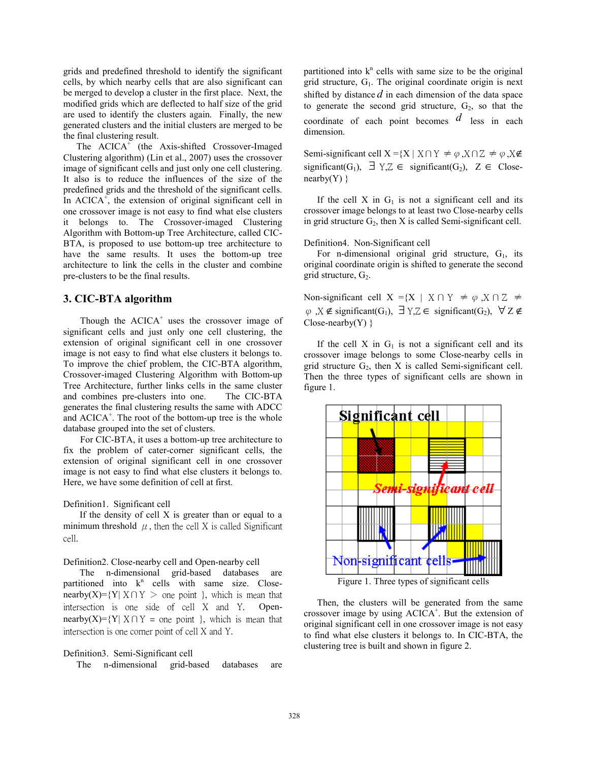grids and predefined threshold to identify the significant cells, by which nearby cells that are also significant can be merged to develop a cluster in the first place. Next, the modified grids which are deflected to half size of the grid are used to identify the clusters again. Finally, the new generated clusters and the initial clusters are merged to be the final clustering result.

The ACICA[+] (the Axis-shifted Crossover-Imaged Clustering algorithm) (Lin et al., 2007) uses the crossover image of significant cells and just only one cell clustering. It also is to reduce the influences of the size of the predefined grids and the threshold of the significant cells. In ACICA[+], the extension of original significant cell in one crossover image is not easy to find what else clusters it belongs to. The Crossover-imaged Clustering Algorithm with Bottom-up Tree Architecture, called CIC-BTA, is proposed to use bottom-up tree architecture to have the same results. It uses the bottom-up tree architecture to link the cells in the cluster and combine pre-clusters to be the final results.

## 3. CIC-BTA algorithm

Though the ACICA[+] uses the crossover image of significant cells and just only one cell clustering, the extension of original significant cell in one crossover image is not easy to find what else clusters it belongs to. To improve the chief problem, the CIC-BTA algorithm, Crossover-imaged Clustering Algorithm with Bottom-up Tree Architecture, further links cells in the same cluster and combines pre-clusters into one. The CIC-BTA generates the final clustering results the same with ADCC and ACICA[+]. The root of the bottom-up tree is the whole database grouped into the set of clusters.

For CIC-BTA, it uses a bottom-up tree architecture to fix the problem of cater-corner significant cells, the extension of original significant cell in one crossover image is not easy to find what else clusters it belongs to. Here, we have some definition of cell at first.

Definition1. Significant cell

If the density of cell X is greater than or equal to a minimum threshold $\mu$, then the cell X is called Significant cell.

Definition2. Close-nearby cell and Open-nearby cell

The n-dimensional grid-based databases are partitioned into $k^n$ cells with same size. Close-nearby(X)={Y| $X \cap Y >$ one point }, which is mean that intersection is one side of cell X and Y. Open-nearby(X)={Y| $X \cap Y =$ one point }, which is mean that intersection is one corner point of cell X and Y.

Definition3. Semi-Significant cell

The n-dimensional grid-based databases are partitioned into $k^n$ cells with same size to be the original grid structure, $G_1$. The original coordinate origin is next shifted by distance $d$ in each dimension of the data space to generate the second grid structure, $G_2$, so that the coordinate of each point becomes $d$ less in each dimension.

Semi-significant cell X ={X | $X \cap Y \neq \varphi$, $X \cap Z \neq \varphi$, $X \notin$ significant($G_1$), $\exists$ Y,Z $\in$ significant($G_2$), Z $\in$ Close-nearby(Y) }

If the cell X in $G_1$ is not a significant cell and its crossover image belongs to at least two Close-nearby cells in grid structure $G_2$, then X is called Semi-significant cell.

Definition4. Non-Significant cell

For n-dimensional original grid structure, $G_1$, its original coordinate origin is shifted to generate the second grid structure, $G_2$.

Non-significant cell X ={X | $X \cap Y \neq \varphi$, $X \cap Z \neq \varphi$, $X \notin$ significant($G_1$), $\exists$ Y,Z $\in$ significant($G_2$), $\forall$ Z $\notin$ Close-nearby(Y) }

If the cell X in $G_1$ is not a significant cell and its crossover image belongs to some Close-nearby cells in grid structure $G_2$, then X is called Semi-significant cell. Then the three types of significant cells are shown in figure 1.

Figure 1. Three types of significant cells

Then, the clusters will be generated from the same crossover image by using ACICA[+]. But the extension of original significant cell in one crossover image is not easy to find what else clusters it belongs to. In CIC-BTA, the clustering tree is built and shown in figure 2.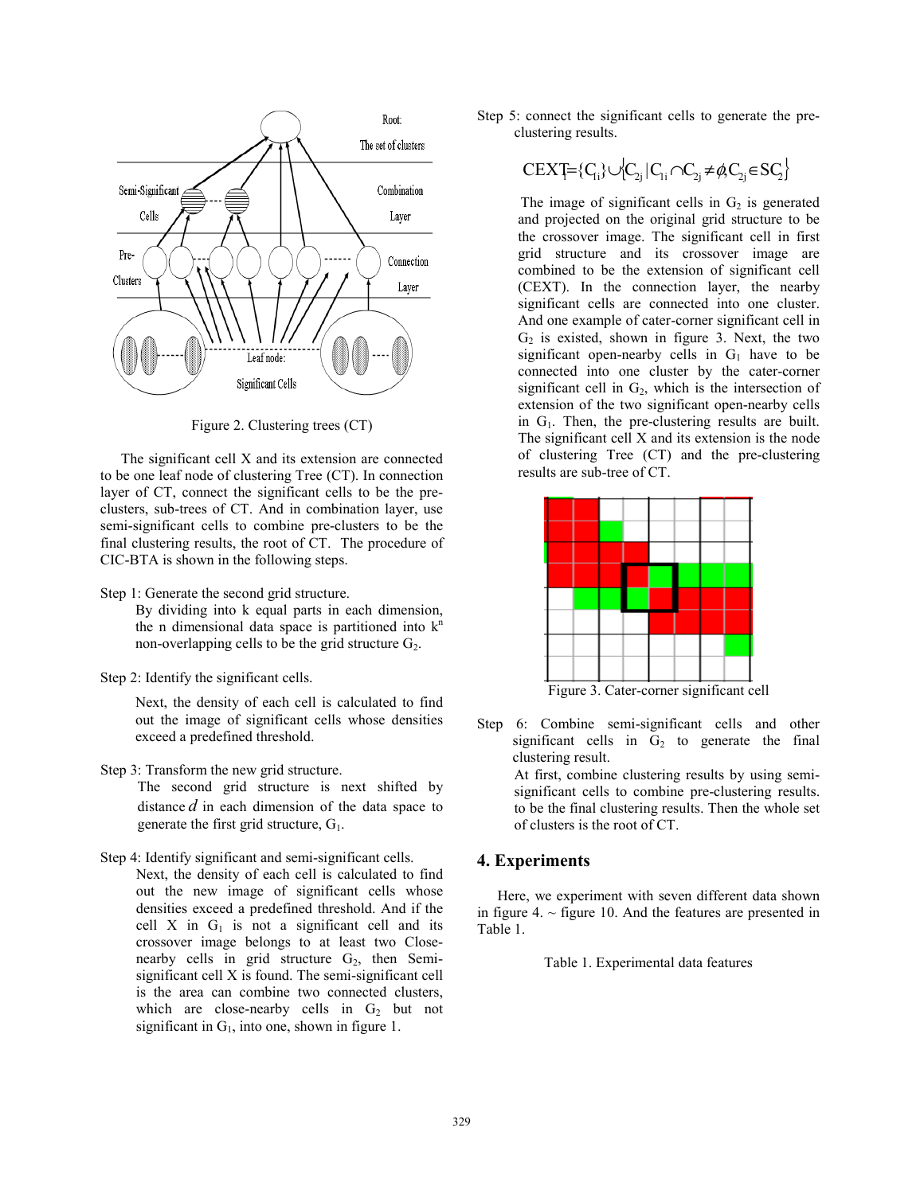Figure 2. Clustering trees (CT)

The significant cell X and its extension are connected to be one leaf node of clustering Tree (CT). In connection layer of CT, connect the significant cells to be the pre-clusters, sub-trees of CT. And in combination layer, use semi-significant cells to combine pre-clusters to be the final clustering results, the root of CT. The procedure of CIC-BTA is shown in the following steps.

Step 1: Generate the second grid structure.

By dividing into k equal parts in each dimension, the n dimensional data space is partitioned into $k^n$ non-overlapping cells to be the grid structure $G_2$.

Step 2: Identify the significant cells.

Next, the density of each cell is calculated to find out the image of significant cells whose densities exceed a predefined threshold.

Step 3: Transform the new grid structure.

The second grid structure is next shifted by distance $d$ in each dimension of the data space to generate the first grid structure, $G_1$.

Step 4: Identify significant and semi-significant cells.

Next, the density of each cell is calculated to find out the new image of significant cells whose densities exceed a predefined threshold. And if the cell X in $G_1$ is not a significant cell and its crossover image belongs to at least two Close-nearby cells in grid structure $G_2$, then Semi-significant cell X is found. The semi-significant cell is the area can combine two connected clusters, which are close-nearby cells in $G_2$ but not significant in $G_1$, into one, shown in figure 1.

Step 5: connect the significant cells to generate the pre-clustering results.

$$CEXT_i = \{C_{1i}\} \cup \{C_{2j} \mid C_{1i} \cap C_{2j} \neq \phi, C_{2j} \in SC_2\}$$

The image of significant cells in $G_2$ is generated and projected on the original grid structure to be the crossover image. The significant cell in first grid structure and its crossover image are combined to be the extension of significant cell (CEXT). In the connection layer, the nearby significant cells are connected into one cluster. And one example of cater-corner significant cell in $G_2$ is existed, shown in figure 3. Next, the two significant open-nearby cells in $G_1$ have to be connected into one cluster by the cater-corner significant cell in $G_2$, which is the intersection of extension of the two significant open-nearby cells in $G_1$. Then, the pre-clustering results are built. The significant cell X and its extension is the node of clustering Tree (CT) and the pre-clustering results are sub-tree of CT.

Figure 3. Cater-corner significant cell

Step 6: Combine semi-significant cells and other significant cells in $G_2$ to generate the final clustering result.

At first, combine clustering results by using semi-significant cells to combine pre-clustering results. to be the final clustering results. Then the whole set of clusters is the root of CT.

## 4. Experiments

Here, we experiment with seven different data shown in figure 4. ~ figure 10. And the features are presented in Table 1.

Table 1. Experimental data features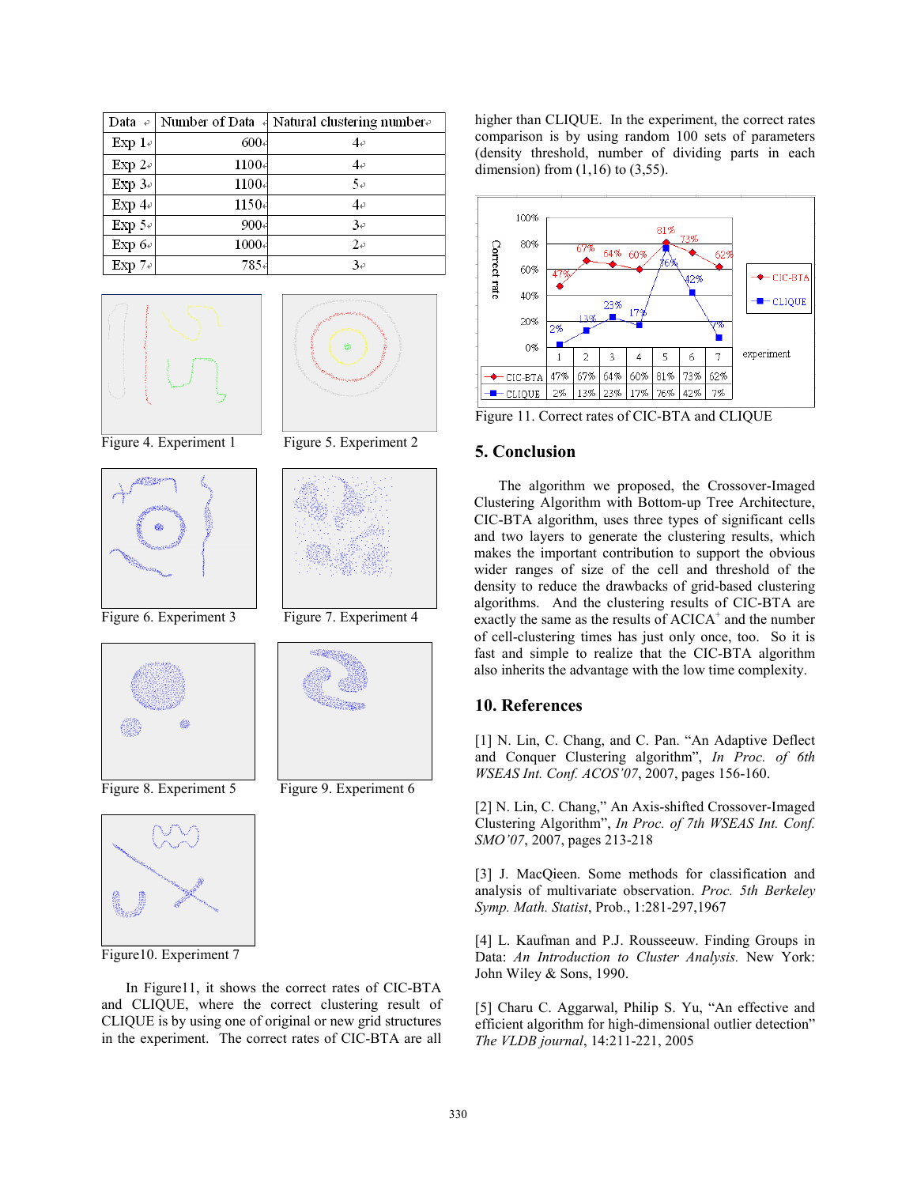| Data | Number of Data | Natural clustering number |
|---|---|---|
| Exp 1 | 600 | 4 |
| Exp 2 | 1100 | 4 |
| Exp 3 | 1100 | 5 |
| Exp 4 | 1150 | 4 |
| Exp 5 | 900 | 3 |
| Exp 6 | 1000 | 2 |
| Exp 7 | 785 | 3 |

Figure 4. Experiment 1

Figure 5. Experiment 2

Figure 6. Experiment 3

Figure 7. Experiment 4

Figure 8. Experiment 5

Figure 9. Experiment 6

Figure10. Experiment 7

In Figure11, it shows the correct rates of CIC-BTA and CLIQUE, where the correct clustering result of CLIQUE is by using one of original or new grid structures in the experiment. The correct rates of CIC-BTA are all higher than CLIQUE. In the experiment, the correct rates comparison is by using random 100 sets of parameters (density threshold, number of dividing parts in each dimension) from (1,16) to (3,55).

| experiment | 1 | 2 | 3 | 4 | 5 | 6 | 7 |
|---|---|---|---|---|---|---|---|
| CIC-BTA | 47% | 67% | 64% | 60% | 81% | 73% | 62% |
| CLIQUE | 2% | 13% | 23% | 17% | 76% | 42% | 7% |

Figure 11. Correct rates of CIC-BTA and CLIQUE

## 5. Conclusion

The algorithm we proposed, the Crossover-Imaged Clustering Algorithm with Bottom-up Tree Architecture, CIC-BTA algorithm, uses three types of significant cells and two layers to generate the clustering results, which makes the important contribution to support the obvious wider ranges of size of the cell and threshold of the density to reduce the drawbacks of grid-based clustering algorithms. And the clustering results of CIC-BTA are exactly the same as the results of ACICA+ and the number of cell-clustering times has just only once, too. So it is fast and simple to realize that the CIC-BTA algorithm also inherits the advantage with the low time complexity.

## 10. References

[1] N. Lin, C. Chang, and C. Pan. "An Adaptive Deflect and Conquer Clustering algorithm", *In Proc. of 6th WSEAS Int. Conf. ACOS'07*, 2007, pages 156-160.

[2] N. Lin, C. Chang," An Axis-shifted Crossover-Imaged Clustering Algorithm", *In Proc. of 7th WSEAS Int. Conf. SMO'07*, 2007, pages 213-218

[3] J. MacQieen. Some methods for classification and analysis of multivariate observation. *Proc. 5th Berkeley Symp. Math. Statist*, Prob., 1:281-297,1967

[4] L. Kaufman and P.J. Rousseeuw. Finding Groups in Data: *An Introduction to Cluster Analysis.* New York: John Wiley & Sons, 1990.

[5] Charu C. Aggarwal, Philip S. Yu, "An effective and efficient algorithm for high-dimensional outlier detection" *The VLDB journal*, 14:211-221, 2005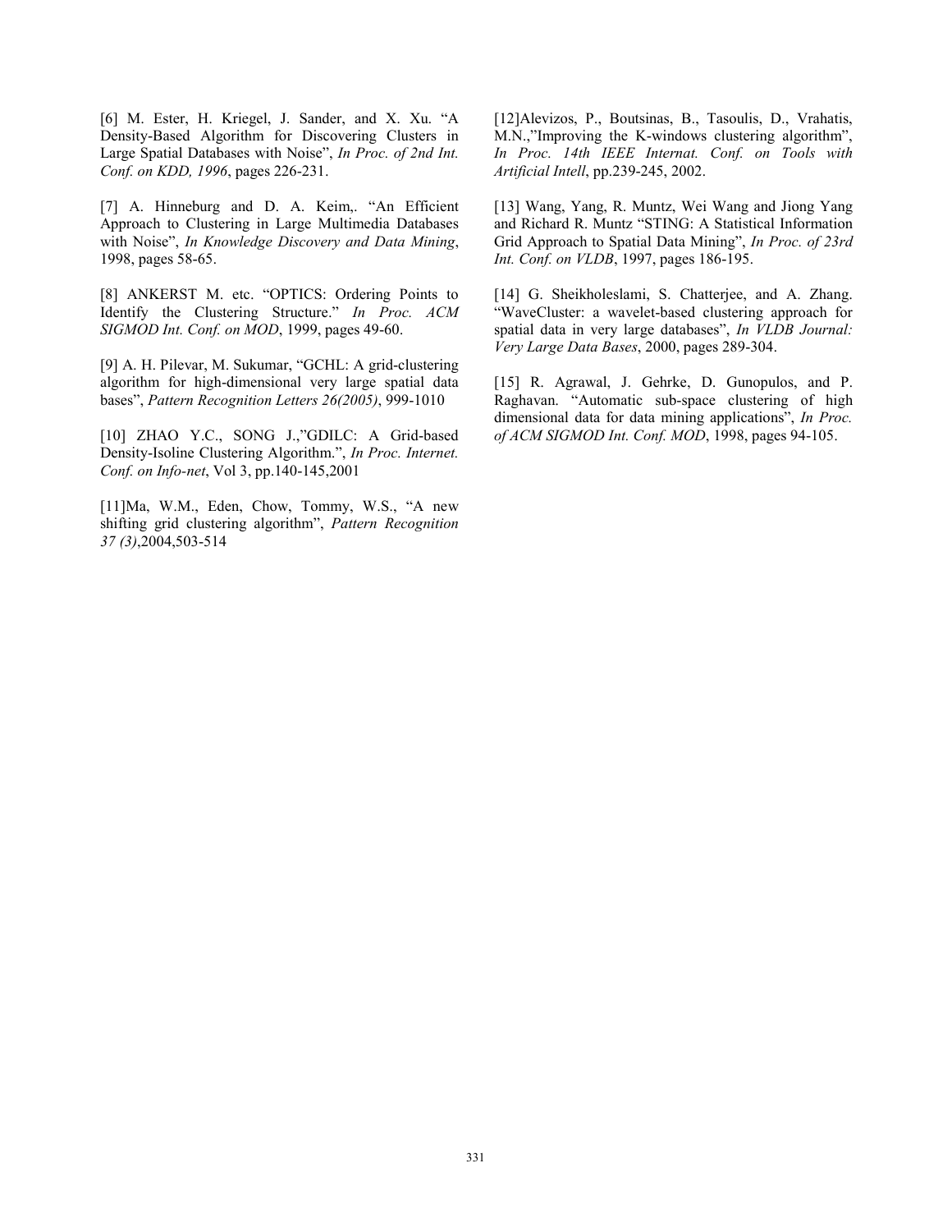[6] M. Ester, H. Kriegel, J. Sander, and X. Xu. "A Density-Based Algorithm for Discovering Clusters in Large Spatial Databases with Noise", *In Proc. of 2nd Int. Conf. on KDD, 1996*, pages 226-231.

[7] A. Hinneburg and D. A. Keim,. "An Efficient Approach to Clustering in Large Multimedia Databases with Noise", *In Knowledge Discovery and Data Mining*, 1998, pages 58-65.

[8] ANKERST M. etc. "OPTICS: Ordering Points to Identify the Clustering Structure." *In Proc. ACM SIGMOD Int. Conf. on MOD*, 1999, pages 49-60.

[9] A. H. Pilevar, M. Sukumar, "GCHL: A grid-clustering algorithm for high-dimensional very large spatial data bases", *Pattern Recognition Letters 26(2005)*, 999-1010

[10] ZHAO Y.C., SONG J.,"GDILC: A Grid-based Density-Isoline Clustering Algorithm.", *In Proc. Internet. Conf. on Info-net*, Vol 3, pp.140-145,2001

[11]Ma, W.M., Eden, Chow, Tommy, W.S., "A new shifting grid clustering algorithm", *Pattern Recognition 37 (3)*,2004,503-514

[12]Alevizos, P., Boutsinas, B., Tasoulis, D., Vrahatis, M.N.,"Improving the K-windows clustering algorithm", *In Proc. 14th IEEE Internat. Conf. on Tools with Artificial Intell*, pp.239-245, 2002.

[13] Wang, Yang, R. Muntz, Wei Wang and Jiong Yang and Richard R. Muntz "STING: A Statistical Information Grid Approach to Spatial Data Mining", *In Proc. of 23rd Int. Conf. on VLDB*, 1997, pages 186-195.

[14] G. Sheikholeslami, S. Chatterjee, and A. Zhang. "WaveCluster: a wavelet-based clustering approach for spatial data in very large databases", *In VLDB Journal: Very Large Data Bases*, 2000, pages 289-304.

[15] R. Agrawal, J. Gehrke, D. Gunopulos, and P. Raghavan. "Automatic sub-space clustering of high dimensional data for data mining applications", *In Proc. of ACM SIGMOD Int. Conf. MOD*, 1998, pages 94-105.